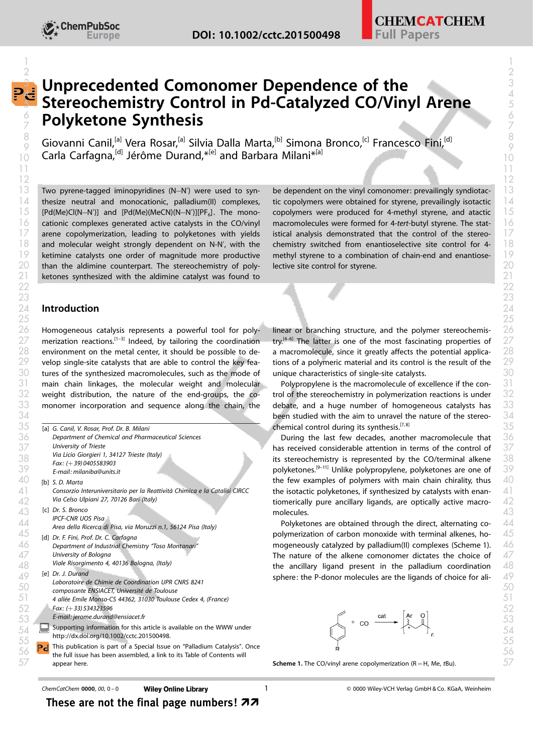# Unprecedented Comonomer Dependence of the Stereochemistry Control in Pd-Catalyzed CO/Vinyl Arene Polyketone Synthesis

Giovanni Canil,[a] Vera Rosar,[a] Silvia Dalla Marta,[b] Simona Bronco,[c] Francesco Fini,[d] Carla Carfagna,[d] Jérôme Durand,*[e] and Barbara Milani*[a]

Two pyrene-tagged iminopyridines (N–N′) were used to synthesize neutral and monocationic, palladium(II) complexes, [Pd(Me)Cl(N–N′)] and [Pd(Me)(MeCN)(N–N′)][$PF_6$]. The monocationic complexes generated active catalysts in the CO/vinyl arene copolymerization, leading to polyketones with yields and molecular weight strongly dependent on N-N′, with the ketimine catalysts one order of magnitude more productive than the aldimine counterpart. The stereochemistry of polyketones synthesized with the aldimine catalyst was found to be dependent on the vinyl comonomer: prevailingly syndiotactic copolymers were obtained for styrene, prevailingly isotactic copolymers were produced for 4-methyl styrene, and atactic macromolecules were formed for 4-*tert*-butyl styrene. The statistical analysis demonstrated that the control of the stereochemistry switched from enantioselective site control for 4-methyl styrene to a combination of chain-end and enantioselective site control for styrene.

## Introduction

Homogeneous catalysis represents a powerful tool for polymerization reactions.[1–3] Indeed, by tailoring the coordination environment on the metal center, it should be possible to develop single-site catalysts that are able to control the key features of the synthesized macromolecules, such as the mode of main chain linkages, the molecular weight and molecular weight distribution, the nature of the end-groups, the comonomer incorporation and sequence along the chain, the linear or branching structure, and the polymer stereochemistry.[4–6] The latter is one of the most fascinating properties of a macromolecule, since it greatly affects the potential applications of a polymeric material and its control is the result of the unique characteristics of single-site catalysts.

Polypropylene is the macromolecule of excellence if the control of the stereochemistry in polymerization reactions is under debate, and a huge number of homogeneous catalysts has been studied with the aim to unravel the nature of the stereochemical control during its synthesis.[7,8]

During the last few decades, another macromolecule that has received considerable attention in terms of the control of its stereochemistry is represented by the CO/terminal alkene polyketones.[9–11] Unlike polypropylene, polyketones are one of the few examples of polymers with main chain chirality, thus the isotactic polyketones, if synthesized by catalysts with enantiomerically pure ancillary ligands, are optically active macromolecules.

Polyketones are obtained through the direct, alternating copolymerization of carbon monoxide with terminal alkenes, homogeneously catalyzed by palladium(II) complexes (Scheme 1). The nature of the alkene comonomer dictates the choice of the ancillary ligand present in the palladium coordination sphere: the P-donor molecules are the ligands of choice for ali-

Scheme 1. The CO/vinyl arene copolymerization (R = H, Me, *t*Bu).

[a] G. Canil, V. Rosar, Prof. Dr. B. Milani
Department of Chemical and Pharmaceutical Sciences
University of Trieste
Via Licio Giorgieri 1, 34127 Trieste (Italy)
Fax: (+39) 0405583903
E-mail: milaniba@units.it

[b] S. D. Marta
Consorzio Interuniversitario per la Reattività Chimica e la Catalisi CIRCC
Via Celso Ulpiani 27, 70126 Bari (Italy)

[c] Dr. S. Bronco
IPCF-CNR UOS Pisa
Area della Ricerca di Pisa, via Moruzzi n.1, 56124 Pisa (Italy)

[d] Dr. F. Fini, Prof. Dr. C. Carfagna
Department of Industrial Chemistry "Toso Montanari"
University of Bologna
Viale Risorgimento 4, 40136 Bologna, (Italy)

[e] Dr. J. Durand
Laboratoire de Chimie de Coordination UPR CNRS 8241
composante ENSIACET, Université de Toulouse
4 allée Emile Monso-CS 44362, 31030 Toulouse Cedex 4, (France)
Fax: (+33) 534323596
E-mail: jerome.durand@ensiacet.fr

Supporting information for this article is available on the WWW under http://dx.doi.org/10.1002/cctc.201500498.

This publication is part of a Special Issue on "Palladium Catalysis". Once the full issue has been assembled, a link to its Table of Contents will appear here.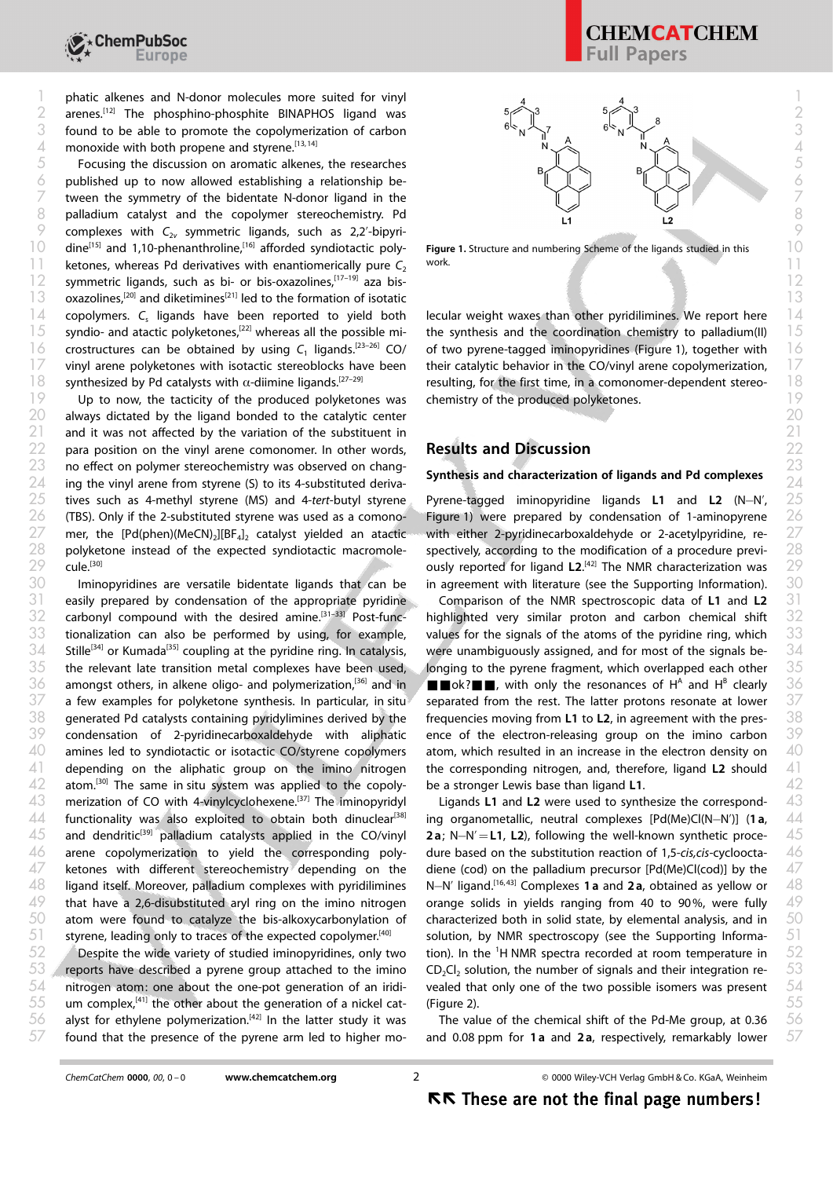phatic alkenes and N-donor molecules more suited for vinyl arenes.[12] The phosphino-phosphite BINAPHOS ligand was found to be able to promote the copolymerization of carbon monoxide with both propene and styrene.[13,14]

Focusing the discussion on aromatic alkenes, the researches published up to now allowed establishing a relationship between the symmetry of the bidentate N-donor ligand in the palladium catalyst and the copolymer stereochemistry. Pd complexes with $C_{2v}$ symmetric ligands, such as 2,2′-bipyridine[15] and 1,10-phenanthroline,[16] afforded syndiotactic polyketones, whereas Pd derivatives with enantiomerically pure $C_2$ symmetric ligands, such as bi- or bis-oxazolines,[17–19] aza bis-oxazolines,[20] and diketimines[21] led to the formation of isotatic copolymers. $C_s$ ligands have been reported to yield both syndio- and atactic polyketones,[22] whereas all the possible microstructures can be obtained by using $C_1$ ligands.[23–26] CO/vinyl arene polyketones with isotactic stereoblocks have been synthesized by Pd catalysts with α-diimine ligands.[27–29]

Up to now, the tacticity of the produced polyketones was always dictated by the ligand bonded to the catalytic center and it was not affected by the variation of the substituent in para position on the vinyl arene comonomer. In other words, no effect on polymer stereochemistry was observed on changing the vinyl arene from styrene (S) to its 4-substituted derivatives such as 4-methyl styrene (MS) and 4-*tert*-butyl styrene (TBS). Only if the 2-substituted styrene was used as a comonomer, the $[Pd(phen)(MeCN)_2][BF_4]_2$ catalyst yielded an atactic polyketone instead of the expected syndiotactic macromolecule.[30]

Iminopyridines are versatile bidentate ligands that can be easily prepared by condensation of the appropriate pyridine carbonyl compound with the desired amine.[31–33] Post-functionalization can also be performed by using, for example, Stille[34] or Kumada[35] coupling at the pyridine ring. In catalysis, the relevant late transition metal complexes have been used, amongst others, in alkene oligo- and polymerization,[36] and in a few examples for polyketone synthesis. In particular, in situ generated Pd catalysts containing pyridylimines derived by the condensation of 2-pyridinecarboxaldehyde with aliphatic amines led to syndiotactic or isotactic CO/styrene copolymers depending on the aliphatic group on the imino nitrogen atom.[30] The same in situ system was applied to the copolymerization of CO with 4-vinylcyclohexene.[37] The iminopyridyl functionality was also exploited to obtain both dinuclear[38] and dendritic[39] palladium catalysts applied in the CO/vinyl arene copolymerization to yield the corresponding polyketones with different stereochemistry depending on the ligand itself. Moreover, palladium complexes with pyridilimines that have a 2,6-disubstituted aryl ring on the imino nitrogen atom were found to catalyze the bis-alkoxycarbonylation of styrene, leading only to traces of the expected copolymer.[40]

Despite the wide variety of studied iminopyridines, only two reports have described a pyrene group attached to the imino nitrogen atom: one about the one-pot generation of an iridium complex,[41] the other about the generation of a nickel catalyst for ethylene polymerization.[42] In the latter study it was found that the presence of the pyrene arm led to higher molecular weight waxes than other pyridilimines. We report here the synthesis and the coordination chemistry to palladium(II) of two pyrene-tagged iminopyridines (Figure 1), together with their catalytic behavior in the CO/vinyl arene copolymerization, resulting, for the first time, in a comonomer-dependent stereochemistry of the produced polyketones.

**Figure 1.** Structure and numbering Scheme of the ligands studied in this work.

## Results and Discussion

### Synthesis and characterization of ligands and Pd complexes

Pyrene-tagged iminopyridine ligands **L1** and **L2** (N–N′, Figure 1) were prepared by condensation of 1-aminopyrene with either 2-pyridinecarboxaldehyde or 2-acetylpyridine, respectively, according to the modification of a procedure previously reported for ligand **L2**.[42] The NMR characterization was in agreement with literature (see the Supporting Information).

Comparison of the NMR spectroscopic data of **L1** and **L2** highlighted very similar proton and carbon chemical shift values for the signals of the atoms of the pyridine ring, which were unambiguously assigned, and for most of the signals belonging to the pyrene fragment, which overlapped each other ■■ok?■■, with only the resonances of $H^A$ and $H^B$ clearly separated from the rest. The latter protons resonate at lower frequencies moving from **L1** to **L2**, in agreement with the presence of the electron-releasing group on the imino carbon atom, which resulted in an increase in the electron density on the corresponding nitrogen, and, therefore, ligand **L2** should be a stronger Lewis base than ligand **L1**.

Ligands **L1** and **L2** were used to synthesize the corresponding organometallic, neutral complexes [Pd(Me)Cl(N–N′)] (**1a**, **2a**; N–N′ = **L1**, **L2**), following the well-known synthetic procedure based on the substitution reaction of 1,5-*cis*,*cis*-cyclooctadiene (cod) on the palladium precursor [Pd(Me)Cl(cod)] by the N–N′ ligand.[16,43] Complexes **1a** and **2a**, obtained as yellow or orange solids in yields ranging from 40 to 90%, were fully characterized both in solid state, by elemental analysis, and in solution, by NMR spectroscopy (see the Supporting Information). In the $^1H$ NMR spectra recorded at room temperature in $CD_2Cl_2$ solution, the number of signals and their integration revealed that only one of the two possible isomers was present (Figure 2).

The value of the chemical shift of the Pd-Me group, at 0.36 and 0.08 ppm for **1a** and **2a**, respectively, remarkably lower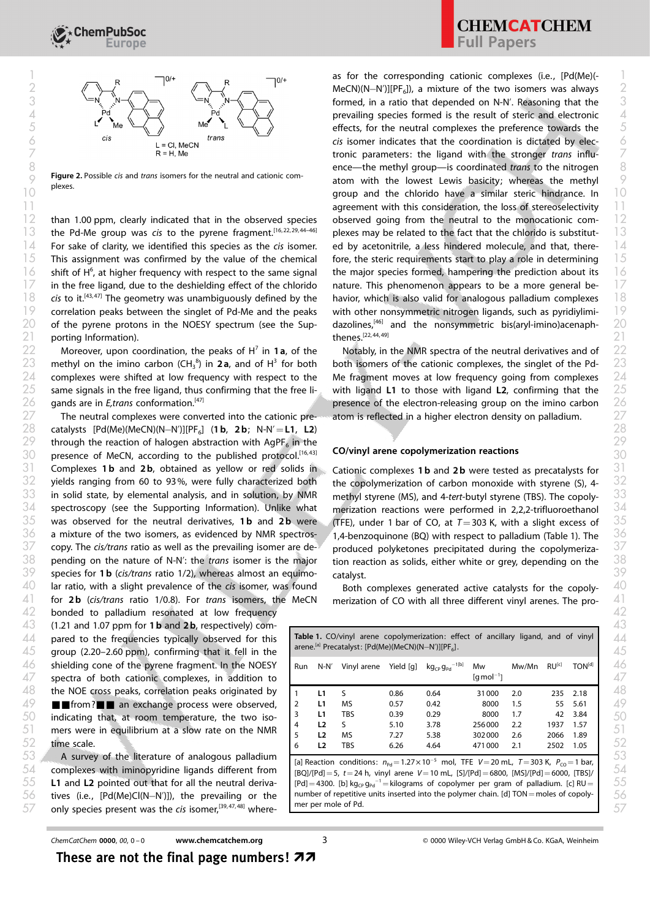Figure 2. Possible *cis* and *trans* isomers for the neutral and cationic complexes.

than 1.00 ppm, clearly indicated that in the observed species the Pd-Me group was *cis* to the pyrene fragment.[16,22,29,44–46] For sake of clarity, we identified this species as the *cis* isomer. This assignment was confirmed by the value of the chemical shift of $H^6$, at higher frequency with respect to the same signal in the free ligand, due to the deshielding effect of the chlorido *cis* to it.[43,47] The geometry was unambiguously defined by the correlation peaks between the singlet of Pd-Me and the peaks of the pyrene protons in the NOESY spectrum (see the Supporting Information).

Moreover, upon coordination, the peaks of $H^7$ in **1a**, of the methyl on the imino carbon ($CH_3^8$) in **2a**, and of $H^3$ for both complexes were shifted at low frequency with respect to the same signals in the free ligand, thus confirming that the free ligands are in *E,trans* conformation.[47]

The neutral complexes were converted into the cationic precatalysts [Pd(Me)(MeCN)(N–N′)][$PF_6$] (**1b**, **2b**; N-N′=**L1**, **L2**) through the reaction of halogen abstraction with $AgPF_6$ in the presence of MeCN, according to the published protocol.[16,43] Complexes **1b** and **2b**, obtained as yellow or red solids in yields ranging from 60 to 93%, were fully characterized both in solid state, by elemental analysis, and in solution, by NMR spectroscopy (see the Supporting Information). Unlike what was observed for the neutral derivatives, **1b** and **2b** were a mixture of the two isomers, as evidenced by NMR spectroscopy. The *cis/trans* ratio as well as the prevailing isomer are depending on the nature of N-N′: the *trans* isomer is the major species for **1b** (*cis/trans* ratio 1/2), whereas almost an equimolar ratio, with a slight prevalence of the *cis* isomer, was found for **2b** (*cis/trans* ratio 1/0.8). For *trans* isomers, the MeCN bonded to palladium resonated at low frequency (1.21 and 1.07 ppm for **1b** and **2b**, respectively) compared to the frequencies typically observed for this group (2.20–2.60 ppm), confirming that it fell in the shielding cone of the pyrene fragment. In the NOESY spectra of both cationic complexes, in addition to the NOE cross peaks, correlation peaks originated by ■■from?■■ an exchange process were observed, indicating that, at room temperature, the two isomers were in equilibrium at a slow rate on the NMR time scale.

A survey of the literature of analogous palladium complexes with iminopyridine ligands different from **L1** and **L2** pointed out that for all the neutral derivatives (i.e., [Pd(Me)Cl(N–N′)]), the prevailing or the only species present was the *cis* isomer,[39,47,48] whereas for the corresponding cationic complexes (i.e., [Pd(Me)(MeCN)(N–N′)][$PF_6$]), a mixture of the two isomers was always formed, in a ratio that depended on N-N′. Reasoning that the prevailing species formed is the result of steric and electronic effects, for the neutral complexes the preference towards the *cis* isomer indicates that the coordination is dictated by electronic parameters: the ligand with the stronger *trans* influence—the methyl group—is coordinated *trans* to the nitrogen atom with the lowest Lewis basicity; whereas the methyl group and the chlorido have a similar steric hindrance. In agreement with this consideration, the loss of stereoselectivity observed going from the neutral to the monocationic complexes may be related to the fact that the chlorido is substituted by acetonitrile, a less hindered molecule, and that, therefore, the steric requirements start to play a role in determining the major species formed, hampering the prediction about its nature. This phenomenon appears to be a more general behavior, which is also valid for analogous palladium complexes with other nonsymmetric nitrogen ligands, such as pyridylimidazolines,[46] and the nonsymmetric bis(aryl-imino)acenaphthenes.[22,44,49]

Notably, in the NMR spectra of the neutral derivatives and of both isomers of the cationic complexes, the singlet of the Pd-Me fragment moves at low frequency going from complexes with ligand **L1** to those with ligand **L2**, confirming that the presence of the electron-releasing group on the imino carbon atom is reflected in a higher electron density on palladium.

## CO/vinyl arene copolymerization reactions

Cationic complexes **1b** and **2b** were tested as precatalysts for the copolymerization of carbon monoxide with styrene (S), 4-methyl styrene (MS), and 4-*tert*-butyl styrene (TBS). The copolymerization reactions were performed in 2,2,2-trifluoroethanol (TFE), under 1 bar of CO, at $T$=303 K, with a slight excess of 1,4-benzoquinone (BQ) with respect to palladium (Table 1). The produced polyketones precipitated during the copolymerization reaction as solids, either white or grey, depending on the catalyst.

Both complexes generated active catalysts for the copolymerization of CO with all three different vinyl arenes. The pro-

**Table 1.** CO/vinyl arene copolymerization: effect of ancillary ligand, and of vinyl arene.[a] Precatalyst: [Pd(Me)(MeCN)(N–N′)][$PF_6$].

| Run | N-N′ | Vinyl arene | Yield [g] | $kg_{CP}\,g_{Pd}^{-1}$[b] | Mw [g mol$^{-1}$] | Mw/Mn | RU[c] | TON[d] |
|---|---|---|---|---|---|---|---|---|
| 1 | L1 | S | 0.86 | 0.64 | 31 000 | 2.0 | 235 | 2.18 |
| 2 | L1 | MS | 0.57 | 0.42 | 8000 | 1.5 | 55 | 5.61 |
| 3 | L1 | TBS | 0.39 | 0.29 | 8000 | 1.7 | 42 | 3.84 |
| 4 | L2 | S | 5.10 | 3.78 | 256 000 | 2.2 | 1937 | 1.57 |
| 5 | L2 | MS | 7.27 | 5.38 | 302 000 | 2.6 | 2066 | 1.89 |
| 6 | L2 | TBS | 6.26 | 4.64 | 471 000 | 2.1 | 2502 | 1.05 |

[a] Reaction conditions: $n_{Pd}$ = $1.27\times10^{-5}$ mol, TFE $V$=20 mL, $T$=303 K, $P_{CO}$=1 bar, [BQ]/[Pd]=5, $t$=24 h, vinyl arene $V$=10 mL, [S]/[Pd]=6800, [MS]/[Pd]=6000, [TBS]/[Pd]=4300. [b] $kg_{CP}\,g_{Pd}^{-1}$=kilograms of copolymer per gram of palladium. [c] RU=number of repetitive units inserted into the polymer chain. [d] TON=moles of copolymer per mole of Pd.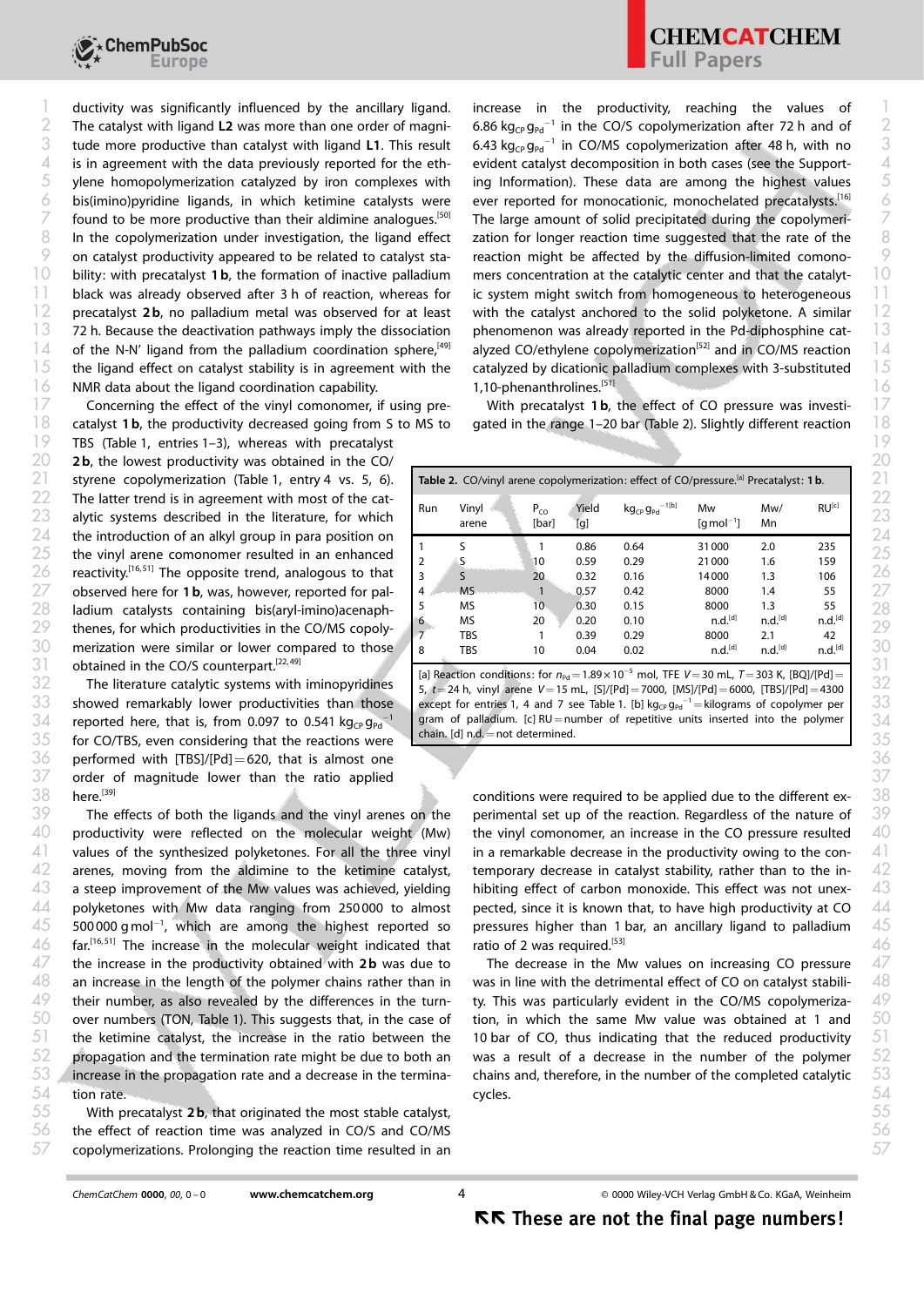ductivity was significantly influenced by the ancillary ligand. The catalyst with ligand **L2** was more than one order of magnitude more productive than catalyst with ligand **L1**. This result is in agreement with the data previously reported for the ethylene homopolymerization catalyzed by iron complexes with bis(imino)pyridine ligands, in which ketimine catalysts were found to be more productive than their aldimine analogues.[50] In the copolymerization under investigation, the ligand effect on catalyst productivity appeared to be related to catalyst stability: with precatalyst **1b**, the formation of inactive palladium black was already observed after 3 h of reaction, whereas for precatalyst **2b**, no palladium metal was observed for at least 72 h. Because the deactivation pathways imply the dissociation of the N-N′ ligand from the palladium coordination sphere,[49] the ligand effect on catalyst stability is in agreement with the NMR data about the ligand coordination capability.

Concerning the effect of the vinyl comonomer, if using precatalyst **1b**, the productivity decreased going from S to MS to TBS (Table 1, entries 1–3), whereas with precatalyst **2b**, the lowest productivity was obtained in the CO/styrene copolymerization (Table 1, entry 4 vs. 5, 6). The latter trend is in agreement with most of the catalytic systems described in the literature, for which the introduction of an alkyl group in para position on the vinyl arene comonomer resulted in an enhanced reactivity.[16,51] The opposite trend, analogous to that observed here for **1b**, was, however, reported for palladium catalysts containing bis(aryl-imino)acenaphthenes, for which productivities in the CO/MS copolymerization were similar or lower compared to those obtained in the CO/S counterpart.[22,49]

The literature catalytic systems with iminopyridines showed remarkably lower productivities than those reported here, that is, from 0.097 to 0.541 $kg_{CP}\,g_{Pd}^{-1}$ for CO/TBS, even considering that the reactions were performed with [TBS]/[Pd] = 620, that is almost one order of magnitude lower than the ratio applied here.[39]

The effects of both the ligands and the vinyl arenes on the productivity were reflected on the molecular weight (Mw) values of the synthesized polyketones. For all the three vinyl arenes, moving from the aldimine to the ketimine catalyst, a steep improvement of the Mw values was achieved, yielding polyketones with Mw data ranging from 250000 to almost 500000 $g\,mol^{-1}$, which are among the highest reported so far.[16,51] The increase in the molecular weight indicated that the increase in the productivity obtained with **2b** was due to an increase in the length of the polymer chains rather than in their number, as also revealed by the differences in the turnover numbers (TON, Table 1). This suggests that, in the case of the ketimine catalyst, the increase in the ratio between the propagation and the termination rate might be due to both an increase in the propagation rate and a decrease in the termination rate.

With precatalyst **2b**, that originated the most stable catalyst, the effect of reaction time was analyzed in CO/S and CO/MS copolymerizations. Prolonging the reaction time resulted in an increase in the productivity, reaching the values of 6.86 $kg_{CP}\,g_{Pd}^{-1}$ in the CO/S copolymerization after 72 h and of 6.43 $kg_{CP}\,g_{Pd}^{-1}$ in CO/MS copolymerization after 48 h, with no evident catalyst decomposition in both cases (see the Supporting Information). These data are among the highest values ever reported for monocationic, monochelated precatalysts.[16] The large amount of solid precipitated during the copolymerization for longer reaction time suggested that the rate of the reaction might be affected by the diffusion-limited comonomers concentration at the catalytic center and that the catalytic system might switch from homogeneous to heterogeneous with the catalyst anchored to the solid polyketone. A similar phenomenon was already reported in the Pd-diphosphine catalyzed CO/ethylene copolymerization[52] and in CO/MS reaction catalyzed by dicationic palladium complexes with 3-substituted 1,10-phenanthrolines.[51]

With precatalyst **1b**, the effect of CO pressure was investigated in the range 1–20 bar (Table 2). Slightly different reaction

**Table 2.** CO/vinyl arene copolymerization: effect of CO/pressure.[a] Precatalyst: **1b**.

| Run | Vinyl arene | $P_{CO}$ [bar] | Yield [g] | $kg_{CP}\,g_{Pd}^{-1}$ [b] | Mw [$g\,mol^{-1}$] | Mw/Mn | RU[c] |
|---|---|---|---|---|---|---|---|
| 1 | S | 1 | 0.86 | 0.64 | 31000 | 2.0 | 235 |
| 2 | S | 10 | 0.59 | 0.29 | 21000 | 1.6 | 159 |
| 3 | S | 20 | 0.32 | 0.16 | 14000 | 1.3 | 106 |
| 4 | MS | 1 | 0.57 | 0.42 | 8000 | 1.4 | 55 |
| 5 | MS | 10 | 0.30 | 0.15 | 8000 | 1.3 | 55 |
| 6 | MS | 20 | 0.20 | 0.10 | n.d.[d] | n.d.[d] | n.d.[d] |
| 7 | TBS | 1 | 0.39 | 0.29 | 8000 | 2.1 | 42 |
| 8 | TBS | 10 | 0.04 | 0.02 | n.d.[d] | n.d.[d] | n.d.[d] |

[a] Reaction conditions: for $n_{Pd} = 1.89\times10^{-5}$ mol, TFE $V = 30$ mL, $T = 303$ K, [BQ]/[Pd] = 5, $t = 24$ h, vinyl arene $V = 15$ mL, [S]/[Pd] = 7000, [MS]/[Pd] = 6000, [TBS]/[Pd] = 4300 except for entries 1, 4 and 7 see Table 1. [b] $kg_{CP}\,g_{Pd}^{-1}$ = kilograms of copolymer per gram of palladium. [c] RU = number of repetitive units inserted into the polymer chain. [d] n.d. = not determined.

conditions were required to be applied due to the different experimental set up of the reaction. Regardless of the nature of the vinyl comonomer, an increase in the CO pressure resulted in a remarkable decrease in the productivity owing to the contemporary decrease in catalyst stability, rather than to the inhibiting effect of carbon monoxide. This effect was not unexpected, since it is known that, to have high productivity at CO pressures higher than 1 bar, an ancillary ligand to palladium ratio of 2 was required.[53]

The decrease in the Mw values on increasing CO pressure was in line with the detrimental effect of CO on catalyst stability. This was particularly evident in the CO/MS copolymerization, in which the same Mw value was obtained at 1 and 10 bar of CO, thus indicating that the reduced productivity was a result of a decrease in the number of the polymer chains and, therefore, in the number of the completed catalytic cycles.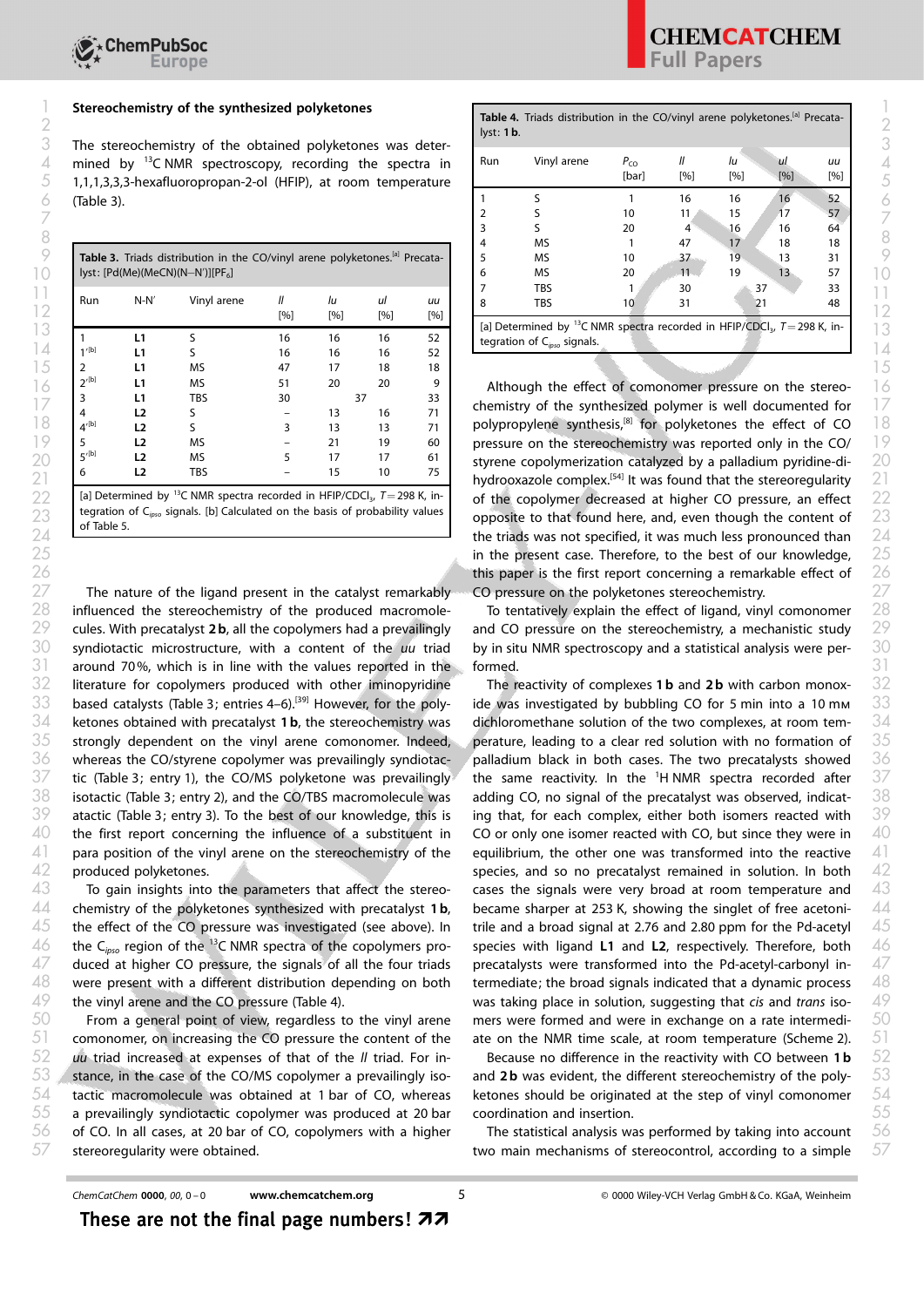## Stereochemistry of the synthesized polyketones

The stereochemistry of the obtained polyketones was determined by $^{13}$C NMR spectroscopy, recording the spectra in 1,1,1,3,3,3-hexafluoropropan-2-ol (HFIP), at room temperature (Table 3).

**Table 3.** Triads distribution in the CO/vinyl arene polyketones.[a] Precatalyst: [Pd(Me)(MeCN)(N–N')][PF$_6$]

| Run | N-N' | Vinyl arene | *ll* [%] | *lu* [%] | *ul* [%] | *uu* [%] |
|---|---|---|---|---|---|---|
| 1 | **L1** | S | 16 | 16 | 16 | 52 |
| 1'[b] | **L1** | S | 16 | 16 | 16 | 52 |
| 2 | **L1** | MS | 47 | 17 | 18 | 18 |
| 2'[b] | **L1** | MS | 51 | 20 | 20 | 9 |
| 3 | **L1** | TBS | 30 | 37 | | 33 |
| 4 | **L2** | S | – | 13 | 16 | 71 |
| 4'[b] | **L2** | S | 3 | 13 | 13 | 71 |
| 5 | **L2** | MS | – | 21 | 19 | 60 |
| 5'[b] | **L2** | MS | 5 | 17 | 17 | 61 |
| 6 | **L2** | TBS | – | 15 | 10 | 75 |

[a] Determined by $^{13}$C NMR spectra recorded in HFIP/CDCl$_3$, $T$ = 298 K, integration of C$_{ipso}$ signals. [b] Calculated on the basis of probability values of Table 5.

The nature of the ligand present in the catalyst remarkably influenced the stereochemistry of the produced macromolecules. With precatalyst **2b**, all the copolymers had a prevailingly syndiotactic microstructure, with a content of the *uu* triad around 70%, which is in line with the values reported in the literature for copolymers produced with other iminopyridine based catalysts (Table 3; entries 4–6).[39] However, for the polyketones obtained with precatalyst **1b**, the stereochemistry was strongly dependent on the vinyl arene comonomer. Indeed, whereas the CO/styrene copolymer was prevailingly syndiotactic (Table 3; entry 1), the CO/MS polyketone was prevailingly isotactic (Table 3; entry 2), and the CO/TBS macromolecule was atactic (Table 3; entry 3). To the best of our knowledge, this is the first report concerning the influence of a substituent in para position of the vinyl arene on the stereochemistry of the produced polyketones.

To gain insights into the parameters that affect the stereochemistry of the polyketones synthesized with precatalyst **1b**, the effect of the CO pressure was investigated (see above). In the C$_{ipso}$ region of the $^{13}$C NMR spectra of the copolymers produced at higher CO pressure, the signals of all the four triads were present with a different distribution depending on both the vinyl arene and the CO pressure (Table 4).

**Table 4.** Triads distribution in the CO/vinyl arene polyketones.[a] Precatalyst: **1b**.

| Run | Vinyl arene | $P_{CO}$ [bar] | *ll* [%] | *lu* [%] | *ul* [%] | *uu* [%] |
|---|---|---|---|---|---|---|
| 1 | S | 1 | 16 | 16 | 16 | 52 |
| 2 | S | 10 | 11 | 15 | 17 | 57 |
| 3 | S | 20 | 4 | 16 | 16 | 64 |
| 4 | MS | 1 | 47 | 17 | 18 | 18 |
| 5 | MS | 10 | 37 | 19 | 13 | 31 |
| 6 | MS | 20 | 11 | 19 | 13 | 57 |
| 7 | TBS | 1 | 30 | 37 | | 33 |
| 8 | TBS | 10 | 31 | 21 | | 48 |

[a] Determined by $^{13}$C NMR spectra recorded in HFIP/CDCl$_3$, $T$ = 298 K, integration of C$_{ipso}$ signals.

From a general point of view, regardless to the vinyl arene comonomer, on increasing the CO pressure the content of the *uu* triad increased at expenses of that of the *ll* triad. For instance, in the case of the CO/MS copolymer a prevailingly isotactic macromolecule was obtained at 1 bar of CO, whereas a prevailingly syndiotactic copolymer was produced at 20 bar of CO. In all cases, at 20 bar of CO, copolymers with a higher stereoregularity were obtained.

Although the effect of comonomer pressure on the stereochemistry of the synthesized polymer is well documented for polypropylene synthesis,[8] for polyketones the effect of CO pressure on the stereochemistry was reported only in the CO/styrene copolymerization catalyzed by a palladium pyridine-dihydrooxazole complex.[54] It was found that the stereoregularity of the copolymer decreased at higher CO pressure, an effect opposite to that found here, and, even though the content of the triads was not specified, it was much less pronounced than in the present case. Therefore, to the best of our knowledge, this paper is the first report concerning a remarkable effect of CO pressure on the polyketones stereochemistry.

To tentatively explain the effect of ligand, vinyl comonomer and CO pressure on the stereochemistry, a mechanistic study by in situ NMR spectroscopy and a statistical analysis were performed.

The reactivity of complexes **1b** and **2b** with carbon monoxide was investigated by bubbling CO for 5 min into a 10 mM dichloromethane solution of the two complexes, at room temperature, leading to a clear red solution with no formation of palladium black in both cases. The two precatalysts showed the same reactivity. In the $^{1}$H NMR spectra recorded after adding CO, no signal of the precatalyst was observed, indicating that, for each complex, either both isomers reacted with CO or only one isomer reacted with CO, but since they were in equilibrium, the other one was transformed into the reactive species, and so no precatalyst remained in solution. In both cases the signals were very broad at room temperature and became sharper at 253 K, showing the singlet of free acetonitrile and a broad signal at 2.76 and 2.80 ppm for the Pd-acetyl species with ligand **L1** and **L2**, respectively. Therefore, both precatalysts were transformed into the Pd-acetyl-carbonyl intermediate; the broad signals indicated that a dynamic process was taking place in solution, suggesting that *cis* and *trans* isomers were formed and were in exchange on a rate intermediate on the NMR time scale, at room temperature (Scheme 2).

Because no difference in the reactivity with CO between **1b** and **2b** was evident, the different stereochemistry of the polyketones should be originated at the step of vinyl comonomer coordination and insertion.

The statistical analysis was performed by taking into account two main mechanisms of stereocontrol, according to a simple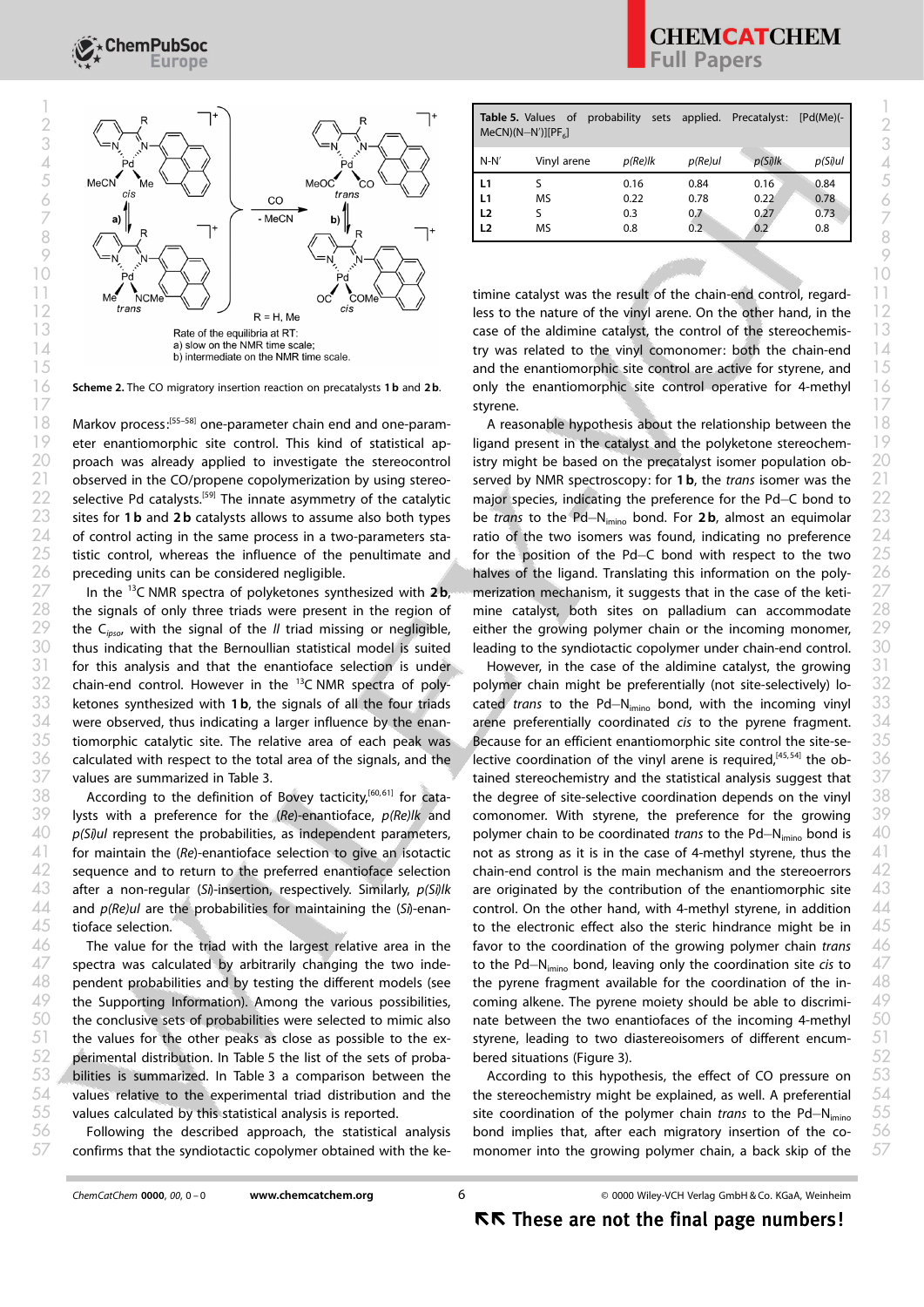Rate of the equilibria at RT:
a) slow on the NMR time scale;
b) intermediate on the NMR time scale.

**Scheme 2.** The CO migratory insertion reaction on precatalysts **1b** and **2b**.

Markov process:[55–58] one-parameter chain end and one-parameter enantiomorphic site control. This kind of statistical approach was already applied to investigate the stereocontrol observed in the CO/propene copolymerization by using stereoselective Pd catalysts.[59] The innate asymmetry of the catalytic sites for **1b** and **2b** catalysts allows to assume also both types of control acting in the same process in a two-parameters statistic control, whereas the influence of the penultimate and preceding units can be considered negligible.

In the $^{13}$C NMR spectra of polyketones synthesized with **2b**, the signals of only three triads were present in the region of the $C_{ipso}$, with the signal of the *ll* triad missing or negligible, thus indicating that the Bernoullian statistical model is suited for this analysis and that the enantioface selection is under chain-end control. However in the $^{13}$C NMR spectra of polyketones synthesized with **1b**, the signals of all the four triads were observed, thus indicating a larger influence by the enantiomorphic catalytic site. The relative area of each peak was calculated with respect to the total area of the signals, and the values are summarized in Table 3.

According to the definition of Bovey tacticity,[60,61] for catalysts with a preference for the (*Re*)-enantioface, *p(Re)lk* and *p(Si)ul* represent the probabilities, as independent parameters, for maintain the (*Re*)-enantioface selection to give an isotactic sequence and to return to the preferred enantioface selection after a non-regular (*Si*)-insertion, respectively. Similarly, *p(Si)lk* and *p(Re)ul* are the probabilities for maintaining the (*Si*)-enantioface selection.

The value for the triad with the largest relative area in the spectra was calculated by arbitrarily changing the two independent probabilities and by testing the different models (see the Supporting Information). Among the various possibilities, the conclusive sets of probabilities were selected to mimic also the values for the other peaks as close as possible to the experimental distribution. In Table 5 the list of the sets of probabilities is summarized. In Table 3 a comparison between the values relative to the experimental triad distribution and the values calculated by this statistical analysis is reported.

Following the described approach, the statistical analysis confirms that the syndiotactic copolymer obtained with the ketimine catalyst was the result of the chain-end control, regardless to the nature of the vinyl arene. On the other hand, in the case of the aldimine catalyst, the control of the stereochemistry was related to the vinyl comonomer: both the chain-end and the enantiomorphic site control are active for styrene, and only the enantiomorphic site control operative for 4-methyl styrene.

**Table 5.** Values of probability sets applied. Precatalyst: $[Pd(Me)(MeCN)(N{-}N')][PF_6]$

| N-N′ | Vinyl arene | *p(Re)lk* | *p(Re)ul* | *p(Si)lk* | *p(Si)ul* |
|---|---|---|---|---|---|
| **L1** | S | 0.16 | 0.84 | 0.16 | 0.84 |
| **L1** | MS | 0.22 | 0.78 | 0.22 | 0.78 |
| **L2** | S | 0.3 | 0.7 | 0.27 | 0.73 |
| **L2** | MS | 0.8 | 0.2 | 0.2 | 0.8 |

A reasonable hypothesis about the relationship between the ligand present in the catalyst and the polyketone stereochemistry might be based on the precatalyst isomer population observed by NMR spectroscopy: for **1b**, the *trans* isomer was the major species, indicating the preference for the Pd–C bond to be *trans* to the Pd–$N_{imino}$ bond. For **2b**, almost an equimolar ratio of the two isomers was found, indicating no preference for the position of the Pd–C bond with respect to the two halves of the ligand. Translating this information on the polymerization mechanism, it suggests that in the case of the ketimine catalyst, both sites on palladium can accommodate either the growing polymer chain or the incoming monomer, leading to the syndiotactic copolymer under chain-end control.

However, in the case of the aldimine catalyst, the growing polymer chain might be preferentially (not site-selectively) located *trans* to the Pd–$N_{imino}$ bond, with the incoming vinyl arene preferentially coordinated *cis* to the pyrene fragment. Because for an efficient enantiomorphic site control the site-selective coordination of the vinyl arene is required,[45,54] the obtained stereochemistry and the statistical analysis suggest that the degree of site-selective coordination depends on the vinyl comonomer. With styrene, the preference for the growing polymer chain to be coordinated *trans* to the Pd–$N_{imino}$ bond is not as strong as it is in the case of 4-methyl styrene, thus the chain-end control is the main mechanism and the stereoerrors are originated by the contribution of the enantiomorphic site control. On the other hand, with 4-methyl styrene, in addition to the electronic effect also the steric hindrance might be in favor to the coordination of the growing polymer chain *trans* to the Pd–$N_{imino}$ bond, leaving only the coordination site *cis* to the pyrene fragment available for the coordination of the incoming alkene. The pyrene moiety should be able to discriminate between the two enantiofaces of the incoming 4-methyl styrene, leading to two diastereoisomers of different encumbered situations (Figure 3).

According to this hypothesis, the effect of CO pressure on the stereochemistry might be explained, as well. A preferential site coordination of the polymer chain *trans* to the Pd–$N_{imino}$ bond implies that, after each migratory insertion of the comonomer into the growing polymer chain, a back skip of the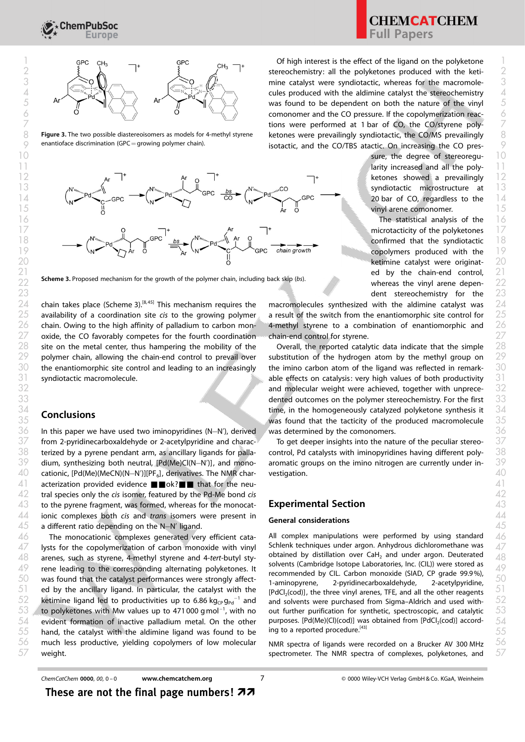**Figure 3.** The two possible diastereoisomers as models for 4-methyl styrene enantioface discrimination (GPC = growing polymer chain).

**Scheme 3.** Proposed mechanism for the growth of the polymer chain, including back skip (*bs*).

chain takes place (Scheme 3).[8,45] This mechanism requires the availability of a coordination site *cis* to the growing polymer chain. Owing to the high affinity of palladium to carbon monoxide, the CO favorably competes for the fourth coordination site on the metal center, thus hampering the mobility of the polymer chain, allowing the chain-end control to prevail over the enantiomorphic site control and leading to an increasingly syndiotactic macromolecule.

## Conclusions

In this paper we have used two iminopyridines (N–N′), derived from 2-pyridinecarboxaldehyde or 2-acetylpyridine and characterized by a pyrene pendant arm, as ancillary ligands for palladium, synthesizing both neutral, [Pd(Me)Cl(N–N′)], and monocationic, [Pd(Me)(MeCN)(N–N′)][$PF_6$], derivatives. The NMR characterization provided evidence ■■ok?■■ that for the neutral species only the *cis* isomer, featured by the Pd-Me bond *cis* to the pyrene fragment, was formed, whereas for the monocationic complexes both *cis* and *trans* isomers were present in a different ratio depending on the N–N′ ligand.

The monocationic complexes generated very efficient catalysts for the copolymerization of carbon monoxide with vinyl arenes, such as styrene, 4-methyl styrene and 4-*tert*-butyl styrene leading to the corresponding alternating polyketones. It was found that the catalyst performances were strongly affected by the ancillary ligand. In particular, the catalyst with the ketimine ligand led to productivities up to 6.86 $kg_{CP}\,g_{Pd}^{-1}$ and to polyketones with Mw values up to 471 000 $g\,mol^{-1}$, with no evident formation of inactive palladium metal. On the other hand, the catalyst with the aldimine ligand was found to be much less productive, yielding copolymers of low molecular weight.

Of high interest is the effect of the ligand on the polyketone stereochemistry: all the polyketones produced with the ketimine catalyst were syndiotactic, whereas for the macromolecules produced with the aldimine catalyst the stereochemistry was found to be dependent on both the nature of the vinyl comonomer and the CO pressure. If the copolymerization reactions were performed at 1 bar of CO, the CO/styrene polyketones were prevailingly syndiotactic, the CO/MS prevailingly isotactic, and the CO/TBS atactic. On increasing the CO pressure, the degree of stereoregularity increased and all the polyketones showed a prevailingly syndiotactic microstructure at 20 bar of CO, regardless to the vinyl arene comonomer.

The statistical analysis of the microtacticity of the polyketones confirmed that the syndiotactic copolymers produced with the ketimine catalyst were originated by the chain-end control, whereas the vinyl arene dependent stereochemistry for the macromolecules synthesized with the aldimine catalyst was a result of the switch from the enantiomorphic site control for 4-methyl styrene to a combination of enantiomorphic and chain-end control for styrene.

Overall, the reported catalytic data indicate that the simple substitution of the hydrogen atom by the methyl group on the imino carbon atom of the ligand was reflected in remarkable effects on catalysis: very high values of both productivity and molecular weight were achieved, together with unprecedented outcomes on the polymer stereochemistry. For the first time, in the homogeneously catalyzed polyketone synthesis it was found that the tacticity of the produced macromolecule was determined by the comonomers.

To get deeper insights into the nature of the peculiar stereocontrol, Pd catalysts with iminopyridines having different polyaromatic groups on the imino nitrogen are currently under investigation.

## Experimental Section

### General considerations

All complex manipulations were performed by using standard Schlenk techniques under argon. Anhydrous dichloromethane was obtained by distillation over $CaH_2$ and under argon. Deuterated solvents (Cambridge Isotope Laboratories, Inc. (CIL)) were stored as recommended by CIL. Carbon monoxide (SIAD, CP grade 99.9%), 1-aminopyrene, 2-pyridinecarboxaldehyde, 2-acetylpyridine, [$PdCl_2$(cod)], the three vinyl arenes, TFE, and all the other reagents and solvents were purchased from Sigma–Aldrich and used without further purification for synthetic, spectroscopic, and catalytic purposes. [Pd(Me)(Cl)(cod)] was obtained from [$PdCl_2$(cod)] according to a reported procedure.[43]

NMR spectra of ligands were recorded on a Brucker AV 300 MHz spectrometer. The NMR spectra of complexes, polyketones, and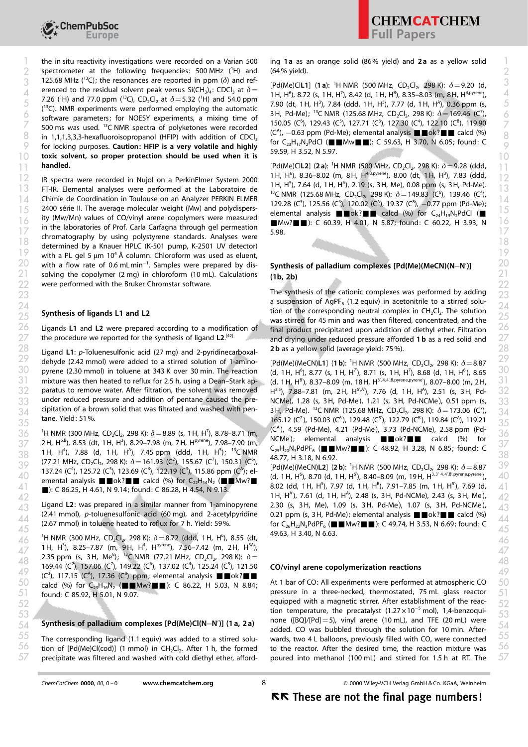the in situ reactivity investigations were recorded on a Varian 500 spectrometer at the following frequencies: 500 MHz ($^{1}$H) and 125.68 MHz ($^{13}$C); the resonances are reported in ppm (δ) and referenced to the residual solvent peak versus $Si(CH_3)_4$: $CDCl_3$ at δ = 7.26 ($^{1}$H) and 77.0 ppm ($^{13}$C), $CD_2Cl_2$ at δ = 5.32 ($^{1}$H) and 54.0 ppm ($^{13}$C). NMR experiments were performed employing the automatic software parameters; for NOESY experiments, a mixing time of 500 ms was used. $^{13}$C NMR spectra of polyketones were recorded in 1,1,1,3,3,3-hexafluoroisopropanol (HFIP) with addition of $CDCl_3$ for locking purposes. **Caution: HFIP is a very volatile and highly toxic solvent, so proper protection should be used when it is handled.**

IR spectra were recorded in Nujol on a PerkinElmer System 2000 FT-IR. Elemental analyses were performed at the Laboratoire de Chimie de Coordination in Toulouse on an Analyzer PERKIN ELMER 2400 série II. The average molecular weight (Mw) and polydispersity (Mw/Mn) values of CO/vinyl arene copolymers were measured in the laboratories of Prof. Carla Carfagna through gel permeation chromatography by using polystyrene standards. Analyses were determined by a Knauer HPLC (K-501 pump, K-2501 UV detector) with a PL gel 5 μm $10^4$ Å column. Chloroform was used as eluent, with a flow rate of 0.6 mL min$^{-1}$. Samples were prepared by dissolving the copolymer (2 mg) in chloroform (10 mL). Calculations were performed with the Bruker Chromstar software.

## Synthesis of ligands L1 and L2

Ligands **L1** and **L2** were prepared according to a modification of the procedure we reported for the synthesis of ligand **L2**.[42]

Ligand **L1**: *p*-Toluenesulfonic acid (27 mg) and 2-pyridinecarboxaldehyde (2.42 mmol) were added to a stirred solution of 1-aminopyrene (2.30 mmol) in toluene at 343 K over 30 min. The reaction mixture was then heated to reflux for 2.5 h, using a Dean–Stark apparatus to remove water. After filtration, the solvent was removed under reduced pressure and addition of pentane caused the precipitation of a brown solid that was filtrated and washed with pentane. Yield: 51 %.

$^{1}$H NMR (300 MHz, $CD_2Cl_2$, 298 K): δ = 8.89 (s, 1 H, H$^{7}$), 8.78–8.71 (m, 2 H, H$^{6,B}$), 8.53 (dt, 1 H, H$^{3}$), 8.29–7.98 (m, 7 H, H$^{pyrene}$), 7.98–7.90 (m, 1 H, H$^{4}$), 7.88 (d, 1 H, H$^{A}$), 7.45 ppm (ddd, 1 H, H$^{5}$); $^{13}$C NMR (77.21 MHz, $CD_2Cl_2$, 298 K): δ = 161.93 (C$^{2}$), 155.67 (C$^{7}$), 150.31 (C$^{6}$), 137.24 (C$^{4}$), 125.72 (C$^{5}$), 123.69 (C$^{B}$), 122.19 (C$^{3}$), 115.86 ppm (C$^{A}$); elemental analysis ■■ok?■■ calcd (%) for $C_{22}H_{14}N_2$ (■■Mw?■■): C 86.25, H 4.61, N 9.14; found: C 86.28, H 4.54, N 9.13.

Ligand **L2**: was prepared in a similar manner from 1-aminopyrene (2.41 mmol), *p*-toluenesulfonic acid (60 mg), and 2-acetylpyridine (2.67 mmol) in toluene heated to reflux for 7 h. Yield: 59 %.

$^{1}$H NMR (300 MHz, $CD_2Cl_2$, 298 K): δ = 8.72 (ddd, 1 H, H$^{6}$), 8.55 (dt, 1 H, H$^{3}$), 8.25–7.87 (m, 9 H, H$^{4}$, H$^{pyrene}$), 7.56–7.42 (m, 2 H, H$^{5A}$), 2.35 ppm (s, 3 H, Me$^{8}$); $^{13}$C NMR (77.21 MHz, $CD_2Cl_2$, 298 K): δ = 169.44 (C$^{2}$), 157.06 (C$^{7}$), 149.22 (C$^{6}$), 137.02 (C$^{4}$), 125.24 (C$^{5}$), 121.50 (C$^{3}$), 117.15 (C$^{A}$), 17.36 (C$^{8}$) ppm; elemental analysis ■■ok?■■ calcd (%) for $C_{23}H_{16}N_2$ (■■Mw?■■): C 86.22, H 5.03, N 8.84; found: C 85.92, H 5.01, N 9.07.

## Synthesis of palladium complexes [Pd(Me)Cl(N–N′)] (1 a, 2 a)

The corresponding ligand (1.1 equiv) was added to a stirred solution of [Pd(Me)Cl(cod)] (1 mmol) in $CH_2Cl_2$. After 1 h, the formed precipitate was filtered and washed with cold diethyl ether, affording **1 a** as an orange solid (86 % yield) and **2 a** as a yellow solid (64 % yield).

[Pd(Me)Cl**L1**] (**1 a**): $^{1}$H NMR (500 MHz, $CD_2Cl_2$, 298 K): δ = 9.20 (d, 1 H, H$^{6}$), 8.72 (s, 1 H, H$^{7}$), 8.42 (d, 1 H, H$^{B}$), 8.35–8.03 (m, 8 H, H$^{4,pyrene}$), 7.90 (dt, 1 H, H$^{3}$), 7.84 (ddd, 1 H, H$^{5}$), 7.77 (d, 1 H, H$^{A}$), 0.36 ppm (s, 3 H, Pd-Me); $^{13}$C NMR (125.68 MHz, $CD_2Cl_2$, 298 K): δ = 169.46 (C$^{7}$), 150.05 (C$^{6}$), 129.43 (C$^{5}$), 127.71 (C$^{3}$), 127.30 (C$^{4}$), 122.10 (C$^{B}$), 119.90 (C$^{A}$), −0.63 ppm (Pd-Me); elemental analysis ■■ok?■■ calcd (%) for $C_{23}H_{17}N_2PdCl$ (■■Mw■■): C 59.63, H 3.70, N 6.05; found: C 59.59, H 3.52, N 5.97.

[Pd(Me)Cl**L2**] (**2 a**): $^{1}$H NMR (500 MHz, $CD_2Cl_2$, 298 K): δ = 9.28 (ddd, 1 H, H$^{6}$), 8.36–8.02 (m, 8 H, H$^{4,B,pyrene}$), 8.00 (dt, 1 H, H$^{3}$), 7.83 (ddd, 1 H, H$^{5}$), 7.64 (d, 1 H, H$^{A}$), 2.19 (s, 3 H, Me), 0.08 ppm (s, 3 H, Pd-Me). $^{13}$C NMR (125.68 MHz, $CD_2Cl_2$, 298 K): δ = 149.83 (C$^{6}$), 139.46 (C$^{4}$), 129.28 (C$^{5}$), 125.56 (C$^{3}$), 120.02 (C$^{A}$), 19.37 (C$^{8}$), −0.77 ppm (Pd-Me); elemental analysis ■■ok?■■ calcd (%) for $C_{24}H_{19}N_2PdCl$ (■■Mw?■■): C 60.39, H 4.01, N 5.87; found: C 60.22, H 3.93, N 5.98.

## Synthesis of palladium complexes [Pd(Me)(MeCN)(N–N′)] (1b, 2b)

The synthesis of the cationic complexes was performed by adding a suspension of $AgPF_6$ (1.2 equiv) in acetonitrile to a stirred solution of the corresponding neutral complex in $CH_2Cl_2$. The solution was stirred for 45 min and was then filtered, concentrated, and the final product precipitated upon addition of diethyl ether. Filtration and drying under reduced pressure afforded **1 b** as a red solid and **2 b** as a yellow solid (average yield: 75 %).

[Pd(Me)(MeCN)**L1**] (**1 b**): $^{1}$H NMR (500 MHz, $CD_2Cl_2$, 298 K): δ = 8.87 (d, 1 H, H$^{6}$), 8.77 (s, 1 H, H$^{7}$), 8.71 (s, 1 H, H$^{7}$), 8.68 (d, 1 H, H$^{6}$), 8.65 (d, 1 H, H$^{B}$), 8.37–8.09 (m, 18 H, H$^{3',4,4',B,pyrene,pyrene'}$), 8.07–8.00 (m, 2 H, H$^{3,5}$), 7.88–7.81 (m, 2 H, H$^{5',A'}$), 7.76 (d, 1 H, H$^{A}$), 2.51 (s, 3 H, Pd-NCMe), 1.28 (s, 3 H, Pd-Me), 1.21 (s, 3 H, Pd-NCMe), 0.51 ppm (s, 3 H, Pd-Me). $^{13}$C NMR (125.68 MHz, $CD_2Cl_2$, 298 K): δ = 173.06 (C$^{7}$), 165.12 (C$^{7}$), 150.03 (C$^{6}$), 129.48 (C$^{5}$), 122.79 (C$^{B}$), 119.84 (C$^{A}$), 119.21 (C$^{A}$), 4.59 (Pd-Me), 4.21 (Pd-Me), 3.73 (Pd-NCMe), 2.58 ppm (Pd-NCMe); elemental analysis ■■ok?■■ calcd (%) for $C_{25}H_{20}N_3PdPF_6$ (■■Mw?■■): C 48.92, H 3.28, N 6.85; found: C 48.77, H 3.18, N 6.92.

[Pd(Me)(MeCN)**L2**] (**2 b**): $^{1}$H NMR (500 MHz, $CD_2Cl_2$, 298 K): δ = 8.87 (d, 1 H, H$^{6}$), 8.70 (d, 1 H, H$^{6}$), 8.40–8.09 (m, 19 H, H$^{3,3',4,4',B',pyrene,pyrene'}$), 8.02 (dd, 1 H, H$^{5}$), 7.97 (d, 1 H, H$^{B}$), 7.91–7.85 (m, 1 H, H$^{5}$), 7.69 (d, 1 H, H$^{A}$), 7.61 (d, 1 H, H$^{A}$), 2.48 (s, 3 H, Pd-NCMe), 2.43 (s, 3 H, Me), 2.30 (s, 3 H, Me), 1.09 (s, 3 H, Pd-Me), 1.07 (s, 3 H, Pd-NCMe), 0.21 ppm (s, 3 H, Pd-Me); elemental analysis ■■ok?■■ calcd (%) for $C_{26}H_{22}N_3PdPF_6$ (■■Mw?■■): C 49.74, H 3.53, N 6.69; found: C 49.63, H 3.40, N 6.63.

## CO/vinyl arene copolymerization reactions

At 1 bar of CO: All experiments were performed at atmospheric CO pressure in a three-necked, thermostated, 75 mL glass reactor equipped with a magnetic stirrer. After establishment of the reaction temperature, the precatalyst ($1.27 \times 10^{-5}$ mol), 1,4-benzoquinone ([BQ]/[Pd] = 5), vinyl arene (10 mL), and TFE (20 mL) were added. CO was bubbled through the solution for 10 min. Afterwards, two 4 L balloons, previously filled with CO, were connected to the reactor. After the desired time, the reaction mixture was poured into methanol (100 mL) and stirred for 1.5 h at RT. The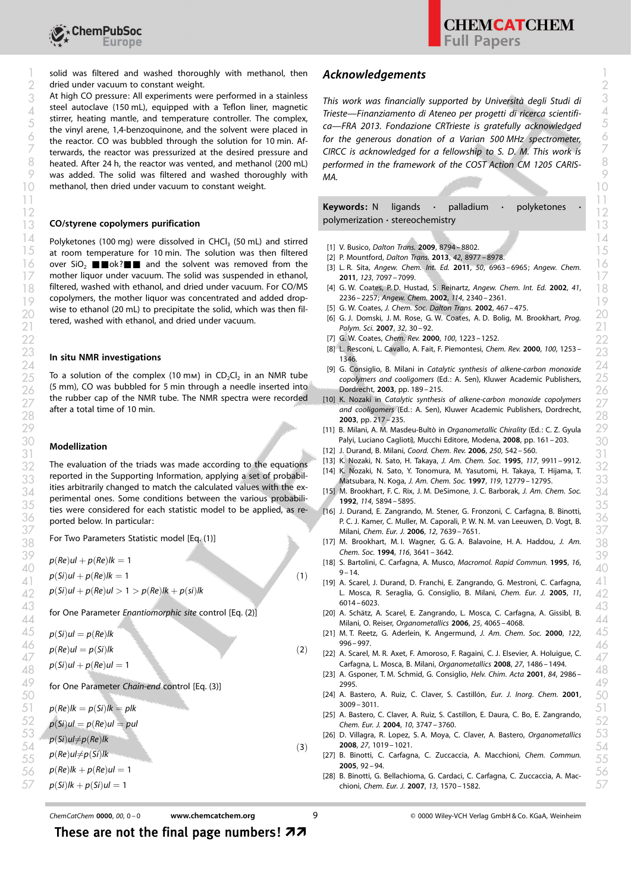solid was filtered and washed thoroughly with methanol, then dried under vacuum to constant weight.

At high CO pressure: All experiments were performed in a stainless steel autoclave (150 mL), equipped with a Teflon liner, magnetic stirrer, heating mantle, and temperature controller. The complex, the vinyl arene, 1,4-benzoquinone, and the solvent were placed in the reactor. CO was bubbled through the solution for 10 min. Afterwards, the reactor was pressurized at the desired pressure and heated. After 24 h, the reactor was vented, and methanol (200 mL) was added. The solid was filtered and washed thoroughly with methanol, then dried under vacuum to constant weight.

### CO/styrene copolymers purification

Polyketones (100 mg) were dissolved in $CHCl_3$ (50 mL) and stirred at room temperature for 10 min. The solution was then filtered over $SiO_2$ ■■ok?■■ and the solvent was removed from the mother liquor under vacuum. The solid was suspended in ethanol, filtered, washed with ethanol, and dried under vacuum. For CO/MS copolymers, the mother liquor was concentrated and added dropwise to ethanol (20 mL) to precipitate the solid, which was then filtered, washed with ethanol, and dried under vacuum.

### In situ NMR investigations

To a solution of the complex (10 mM) in $CD_2Cl_2$ in an NMR tube (5 mm), CO was bubbled for 5 min through a needle inserted into the rubber cap of the NMR tube. The NMR spectra were recorded after a total time of 10 min.

### Modellization

The evaluation of the triads was made according to the equations reported in the Supporting Information, applying a set of probabilities arbitrarily changed to match the calculated values with the experimental ones. Some conditions between the various probabilities were considered for each statistic model to be applied, as reported below. In particular:

For Two Parameters Statistic model [Eq. (1)]

$$\begin{aligned} & p(Re)ul + p(Re)lk = 1 \\ & p(Si)ul + p(Re)lk = 1 \\ & p(Si)ul + p(Re)ul > 1 > p(Re)lk + p(si)lk \end{aligned} \tag{1}$$

for One Parameter *Enantiomorphic site* control [Eq. (2)]

$$\begin{aligned} & p(Si)ul = p(Re)lk \\ & p(Re)ul = p(Si)lk \\ & p(Si)ul + p(Re)ul = 1 \end{aligned} \tag{2}$$

for One Parameter *Chain-end* control [Eq. (3)]

$$\begin{aligned} & p(Re)lk = p(Si)lk = plk \\ & p(Si)ul = p(Re)ul = pul \\ & p(Si)ul \neq p(Re)lk \\ & p(Re)ul \neq p(Si)lk \\ & p(Re)lk + p(Re)ul = 1 \\ & p(Si)lk + p(Si)ul = 1 \end{aligned} \tag{3}$$

## Acknowledgements

*This work was financially supported by Università degli Studi di Trieste—Finanziamento di Ateneo per progetti di ricerca scientifica—FRA 2013. Fondazione CRTrieste is gratefully acknowledged for the generous donation of a Varian 500 MHz spectrometer, CIRCC is acknowledged for a fellowship to S. D. M. This work is performed in the framework of the COST Action CM 1205 CARISMA.*

**Keywords:** N ligands · palladium · polyketones · polymerization · stereochemistry

[1] V. Busico, *Dalton Trans.* **2009**, 8794–8802.
[2] P. Mountford, *Dalton Trans.* **2013**, *42*, 8977–8978.
[3] L. R. Sita, *Angew. Chem. Int. Ed.* **2011**, *50*, 6963–6965; *Angew. Chem.* **2011**, *123*, 7097–7099.
[4] G. W. Coates, P. D. Hustad, S. Reinartz, *Angew. Chem. Int. Ed.* **2002**, *41*, 2236–2257; *Angew. Chem.* **2002**, *114*, 2340–2361.
[5] G. W. Coates, *J. Chem. Soc. Dalton Trans.* **2002**, 467–475.
[6] G. J. Domski, J. M. Rose, G. W. Coates, A. D. Bolig, M. Brookhart, *Prog. Polym. Sci.* **2007**, *32*, 30–92.
[7] G. W. Coates, *Chem. Rev.* **2000**, *100*, 1223–1252.
[8] L. Resconi, L. Cavallo, A. Fait, F. Piemontesi, *Chem. Rev.* **2000**, *100*, 1253–1346.
[9] G. Consiglio, B. Milani in *Catalytic synthesis of alkene-carbon monoxide copolymers and cooligomers* (Ed.: A. Sen), Kluwer Academic Publishers, Dordrecht, **2003**, pp. 189–215.
[10] K. Nozaki in *Catalytic synthesis of alkene-carbon monoxide copolymers and cooligomers* (Ed.: A. Sen), Kluwer Academic Publishers, Dordrecht, **2003**, pp. 217–235.
[11] B. Milani, A. M. Masdeu-Bultò in *Organometallic Chirality* (Ed.: C. Z. Gyula Palyi, Luciano Caglioti), Mucchi Editore, Modena, **2008**, pp. 161–203.
[12] J. Durand, B. Milani, *Coord. Chem. Rev.* **2006**, *250*, 542–560.
[13] K. Nozaki, N. Sato, H. Takaya, *J. Am. Chem. Soc.* **1995**, *117*, 9911–9912.
[14] K. Nozaki, N. Sato, Y. Tonomura, M. Yasutomi, H. Takaya, T. Hijama, T. Matsubara, N. Koga, *J. Am. Chem. Soc.* **1997**, *119*, 12779–12795.
[15] M. Brookhart, F. C. Rix, J. M. DeSimone, J. C. Barborak, *J. Am. Chem. Soc.* **1992**, *114*, 5894–5895.
[16] J. Durand, E. Zangrando, M. Stener, G. Fronzoni, C. Carfagna, B. Binotti, P. C. J. Kamer, C. Muller, M. Caporali, P. W. N. M. van Leeuwen, D. Vogt, B. Milani, *Chem. Eur. J.* **2006**, *12*, 7639–7651.
[17] M. Brookhart, M. I. Wagner, G. G. A. Balavoine, H. A. Haddou, *J. Am. Chem. Soc.* **1994**, *116*, 3641–3642.
[18] S. Bartolini, C. Carfagna, A. Musco, *Macromol. Rapid Commun.* **1995**, *16*, 9–14.
[19] A. Scarel, J. Durand, D. Franchi, E. Zangrando, G. Mestroni, C. Carfagna, L. Mosca, R. Seraglia, G. Consiglio, B. Milani, *Chem. Eur. J.* **2005**, *11*, 6014–6023.
[20] A. Schätz, A. Scarel, E. Zangrando, L. Mosca, C. Carfagna, A. Gissibl, B. Milani, O. Reiser, *Organometallics* **2006**, *25*, 4065–4068.
[21] M. T. Reetz, G. Aderlein, K. Angermund, *J. Am. Chem. Soc.* **2000**, *122*, 996–997.
[22] A. Scarel, M. R. Axet, F. Amoroso, F. Ragaini, C. J. Elsevier, A. Holuigue, C. Carfagna, L. Mosca, B. Milani, *Organometallics* **2008**, *27*, 1486–1494.
[23] A. Gsponer, T. M. Schmid, G. Consiglio, *Helv. Chim. Acta* **2001**, *84*, 2986–2995.
[24] A. Bastero, A. Ruiz, C. Claver, S. Castillón, *Eur. J. Inorg. Chem.* **2001**, 3009–3011.
[25] A. Bastero, C. Claver, A. Ruiz, S. Castillon, E. Daura, C. Bo, E. Zangrando, *Chem. Eur. J.* **2004**, *10*, 3747–3760.
[26] D. Villagra, R. Lopez, S. A. Moya, C. Claver, A. Bastero, *Organometallics* **2008**, *27*, 1019–1021.
[27] B. Binotti, C. Carfagna, C. Zuccaccia, A. Macchioni, *Chem. Commun.* **2005**, 92–94.
[28] B. Binotti, G. Bellachioma, G. Cardaci, C. Carfagna, C. Zuccaccia, A. Macchioni, *Chem. Eur. J.* **2007**, *13*, 1570–1582.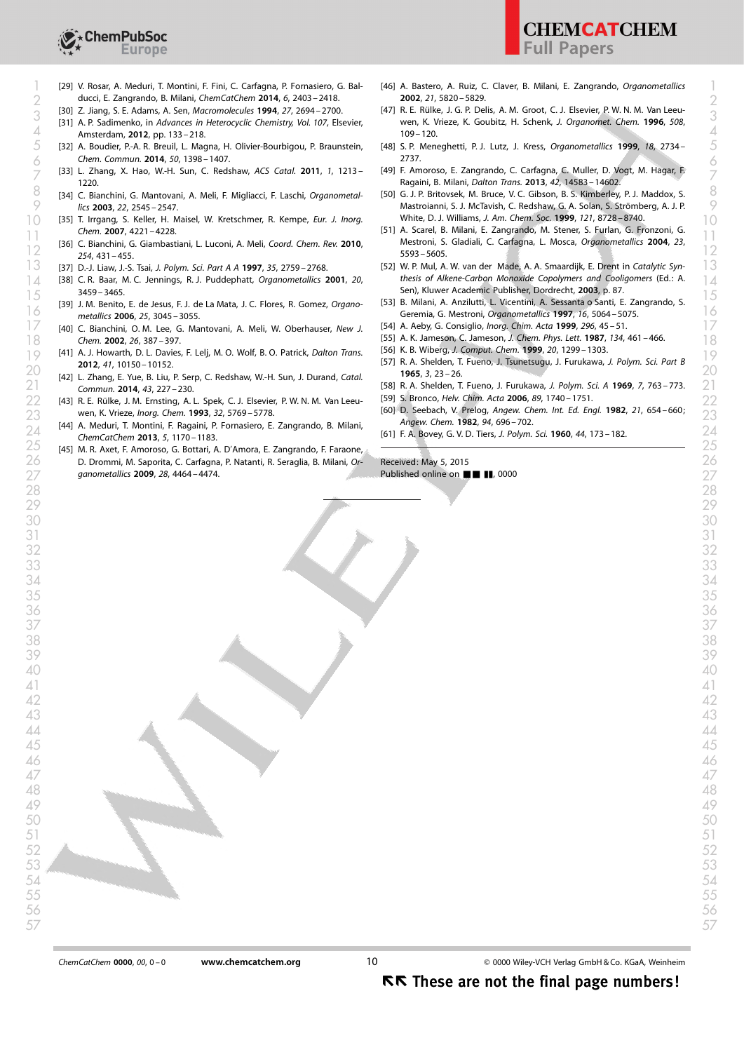[29] V. Rosar, A. Meduri, T. Montini, F. Fini, C. Carfagna, P. Fornasiero, G. Balducci, E. Zangrando, B. Milani, *ChemCatChem* **2014**, *6*, 2403–2418.

[30] Z. Jiang, S. E. Adams, A. Sen, *Macromolecules* **1994**, *27*, 2694–2700.

[31] A. P. Sadimenko, in *Advances in Heterocyclic Chemistry, Vol. 107*, Elsevier, Amsterdam, **2012**, pp. 133–218.

[32] A. Boudier, P.-A. R. Breuil, L. Magna, H. Olivier-Bourbigou, P. Braunstein, *Chem. Commun.* **2014**, *50*, 1398–1407.

[33] L. Zhang, X. Hao, W.-H. Sun, C. Redshaw, *ACS Catal.* **2011**, *1*, 1213–1220.

[34] C. Bianchini, G. Mantovani, A. Meli, F. Migliacci, F. Laschi, *Organometallics* **2003**, *22*, 2545–2547.

[35] T. Irrgang, S. Keller, H. Maisel, W. Kretschmer, R. Kempe, *Eur. J. Inorg. Chem.* **2007**, 4221–4228.

[36] C. Bianchini, G. Giambastiani, L. Luconi, A. Meli, *Coord. Chem. Rev.* **2010**, *254*, 431–455.

[37] D.-J. Liaw, J.-S. Tsai, *J. Polym. Sci. Part A A* **1997**, *35*, 2759–2768.

[38] C. R. Baar, M. C. Jennings, R. J. Puddephatt, *Organometallics* **2001**, *20*, 3459–3465.

[39] J. M. Benito, E. de Jesus, F. J. de La Mata, J. C. Flores, R. Gomez, *Organometallics* **2006**, *25*, 3045–3055.

[40] C. Bianchini, O. M. Lee, G. Mantovani, A. Meli, W. Oberhauser, *New J. Chem.* **2002**, *26*, 387–397.

[41] A. J. Howarth, D. L. Davies, F. Lelj, M. O. Wolf, B. O. Patrick, *Dalton Trans.* **2012**, *41*, 10150–10152.

[42] L. Zhang, E. Yue, B. Liu, P. Serp, C. Redshaw, W.-H. Sun, J. Durand, *Catal. Commun.* **2014**, *43*, 227–230.

[43] R. E. Rülke, J. M. Ernsting, A. L. Spek, C. J. Elsevier, P. W. N. M. Van Leeuwen, K. Vrieze, *Inorg. Chem.* **1993**, *32*, 5769–5778.

[44] A. Meduri, T. Montini, F. Ragaini, P. Fornasiero, E. Zangrando, B. Milani, *ChemCatChem* **2013**, *5*, 1170–1183.

[45] M. R. Axet, F. Amoroso, G. Bottari, A. D'Amora, E. Zangrando, F. Faraone, D. Drommi, M. Saporita, C. Carfagna, P. Natanti, R. Seraglia, B. Milani, *Organometallics* **2009**, *28*, 4464–4474.

[46] A. Bastero, A. Ruiz, C. Claver, B. Milani, E. Zangrando, *Organometallics* **2002**, *21*, 5820–5829.

[47] R. E. Rülke, J. G. P. Delis, A. M. Groot, C. J. Elsevier, P. W. N. M. Van Leeuwen, K. Vrieze, K. Goubitz, H. Schenk, *J. Organomet. Chem.* **1996**, *508*, 109–120.

[48] S. P. Meneghetti, P. J. Lutz, J. Kress, *Organometallics* **1999**, *18*, 2734–2737.

[49] F. Amoroso, E. Zangrando, C. Carfagna, C. Muller, D. Vogt, M. Hagar, F. Ragaini, B. Milani, *Dalton Trans.* **2013**, *42*, 14583–14602.

[50] G. J. P. Britovsek, M. Bruce, V. C. Gibson, B. S. Kimberley, P. J. Maddox, S. Mastroianni, S. J. McTavish, C. Redshaw, G. A. Solan, S. Strömberg, A. J. P. White, D. J. Williams, *J. Am. Chem. Soc.* **1999**, *121*, 8728–8740.

[51] A. Scarel, B. Milani, E. Zangrando, M. Stener, S. Furlan, G. Fronzoni, G. Mestroni, S. Gladiali, C. Carfagna, L. Mosca, *Organometallics* **2004**, *23*, 5593–5605.

[52] W. P. Mul, A. W. van der Made, A. A. Smaardijk, E. Drent in *Catalytic Synthesis of Alkene-Carbon Monoxide Copolymers and Cooligomers* (Ed.: A. Sen), Kluwer Academic Publisher, Dordrecht, **2003**, p. 87.

[53] B. Milani, A. Anzilutti, L. Vicentini, A. Sessanta o Santi, E. Zangrando, S. Geremia, G. Mestroni, *Organometallics* **1997**, *16*, 5064–5075.

[54] A. Aeby, G. Consiglio, *Inorg. Chim. Acta* **1999**, *296*, 45–51.

[55] A. K. Jameson, C. Jameson, *J. Chem. Phys. Lett.* **1987**, *134*, 461–466.

[56] K. B. Wiberg, *J. Comput. Chem.* **1999**, *20*, 1299–1303.

[57] R. A. Shelden, T. Fueno, J. Tsunetsugu, J. Furukawa, *J. Polym. Sci. Part B* **1965**, *3*, 23–26.

[58] R. A. Shelden, T. Fueno, J. Furukawa, *J. Polym. Sci. A* **1969**, *7*, 763–773.

[59] S. Bronco, *Helv. Chim. Acta* **2006**, *89*, 1740–1751.

[60] D. Seebach, V. Prelog, *Angew. Chem. Int. Ed. Engl.* **1982**, *21*, 654–660; *Angew. Chem.* **1982**, *94*, 696–702.

[61] F. A. Bovey, G. V. D. Tiers, *J. Polym. Sci.* **1960**, *44*, 173–182.

Received: May 5, 2015
Published online on ■■ ■■, 0000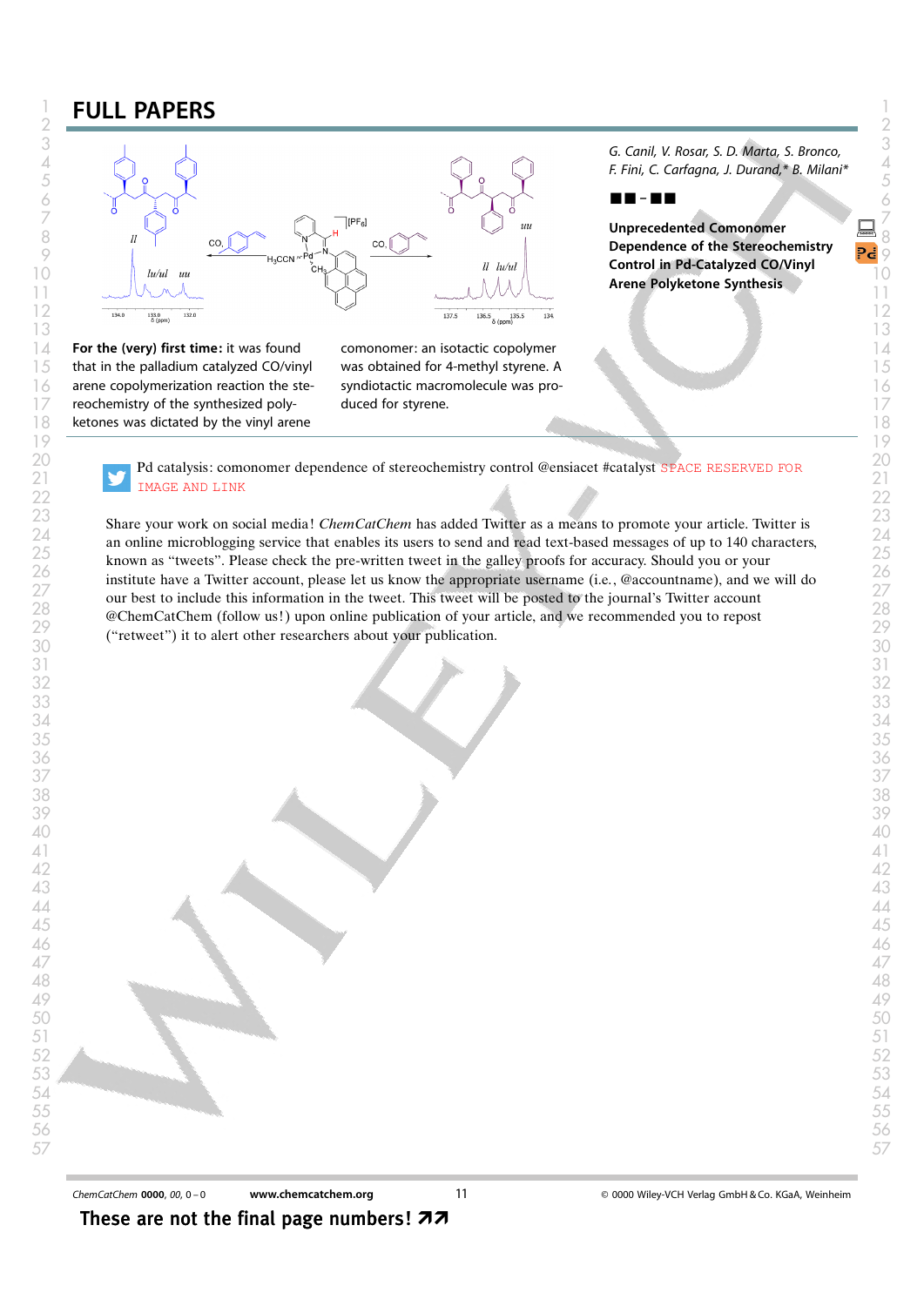## FULL PAPERS

*G. Canil, V. Rosar, S. D. Marta, S. Bronco, F. Fini, C. Carfagna, J. Durand,\* B. Milani\**

■■–■■

**Unprecedented Comonomer Dependence of the Stereochemistry Control in Pd-Catalyzed CO/Vinyl Arene Polyketone Synthesis**

ll

lu/ul

uu

CO

$H_3CCN$

Pd

N

H

$[PF_6]$

$CH_3$

CO

ll lu/ul

134.9

133.0

132.0

δ (ppm)

137.5

136.5

135.5

134.

δ (ppm)

**For the (very) first time:** it was found that in the palladium catalyzed CO/vinyl arene copolymerization reaction the stereochemistry of the synthesized polyketones was dictated by the vinyl arene comonomer: an isotactic copolymer was obtained for 4-methyl styrene. A syndiotactic macromolecule was produced for styrene.

Pd catalysis: comonomer dependence of stereochemistry control @ensiacet #catalyst SPACE RESERVED FOR IMAGE AND LINK

Share your work on social media! *ChemCatChem* has added Twitter as a means to promote your article. Twitter is an online microblogging service that enables its users to send and read text-based messages of up to 140 characters, known as "tweets". Please check the pre-written tweet in the galley proofs for accuracy. Should you or your institute have a Twitter account, please let us know the appropriate username (i.e., @accountname), and we will do our best to include this information in the tweet. This tweet will be posted to the journal's Twitter account @ChemCatChem (follow us!) upon online publication of your article, and we recommended you to repost ("retweet") it to alert other researchers about your publication.